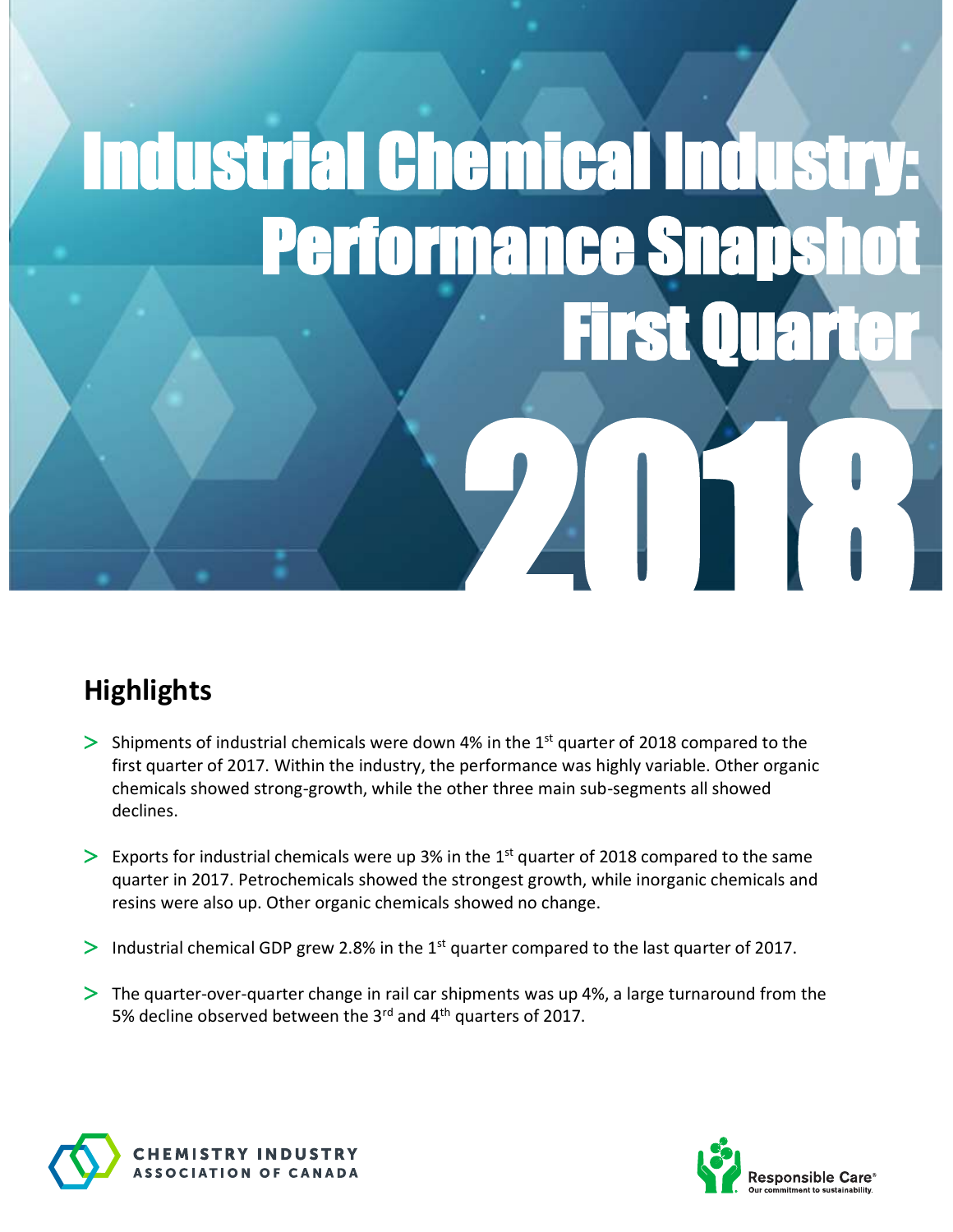# Industrial Chemical Industry: Performance Snapshot First Quarter 2018

## Highlights

- Shipments of industrial chemicals were down 4% in the 1st quarter of 2018 compared to the first quarter of 2017. Within the industry, the performance was highly variable. Other organic chemicals showed strong-growth, while the other three main sub-segments all showed declines.

- Exports for industrial chemicals were up 3% in the 1st quarter of 2018 compared to the same quarter in 2017. Petrochemicals showed the strongest growth, while inorganic chemicals and resins were also up. Other organic chemicals showed no change.

- Industrial chemical GDP grew 2.8% in the 1st quarter compared to the last quarter of 2017.

- The quarter-over-quarter change in rail car shipments was up 4%, a large turnaround from the 5% decline observed between the 3rd and 4th quarters of 2017.

CHEMISTRY INDUSTRY ASSOCIATION OF CANADA

Responsible Care® Our commitment to sustainability.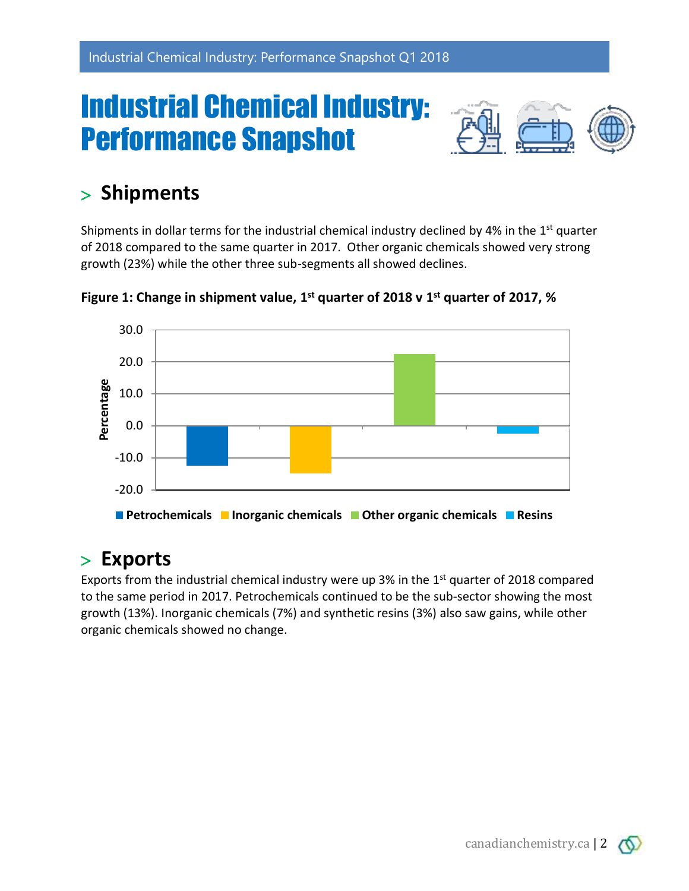# Industrial Chemical Industry: Performance Snapshot

## > Shipments

Shipments in dollar terms for the industrial chemical industry declined by 4% in the 1st quarter of 2018 compared to the same quarter in 2017. Other organic chemicals showed very strong growth (23%) while the other three sub-segments all showed declines.

**Figure 1: Change in shipment value, 1st quarter of 2018 v 1st quarter of 2017, %**

## > Exports

Exports from the industrial chemical industry were up 3% in the 1st quarter of 2018 compared to the same period in 2017. Petrochemicals continued to be the sub-sector showing the most growth (13%). Inorganic chemicals (7%) and synthetic resins (3%) also saw gains, while other organic chemicals showed no change.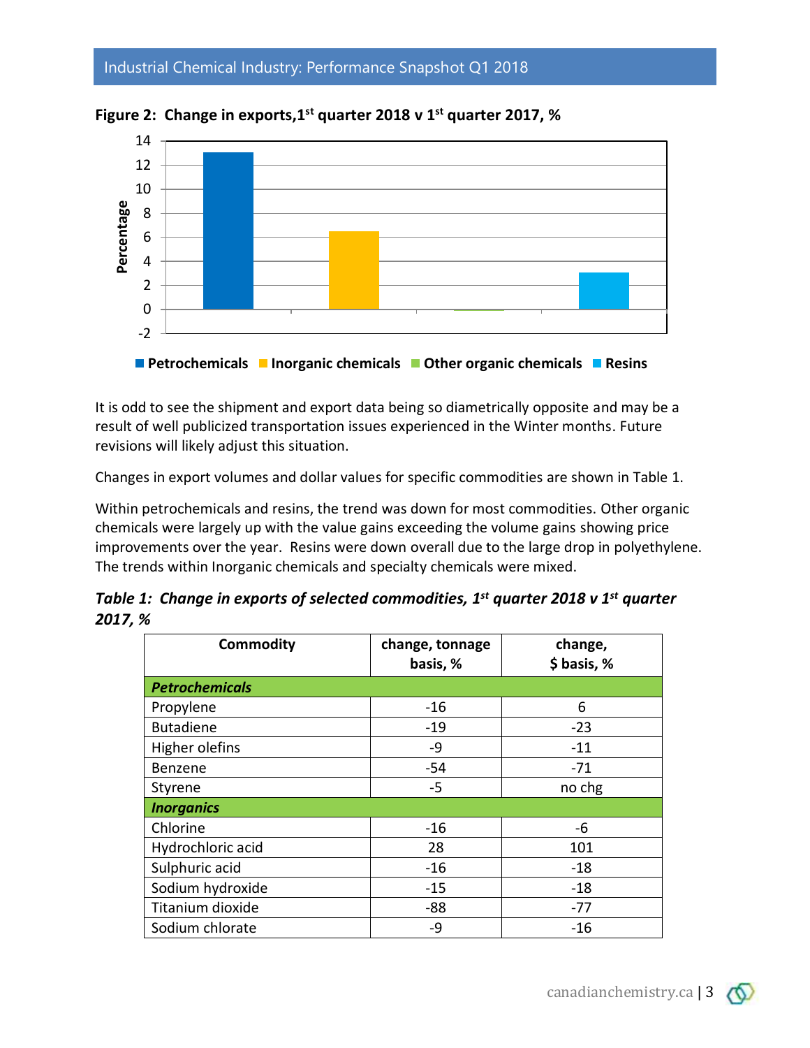**Figure 2: Change in exports, 1st quarter 2018 v 1st quarter 2017, %**

It is odd to see the shipment and export data being so diametrically opposite and may be a result of well publicized transportation issues experienced in the Winter months. Future revisions will likely adjust this situation.

Changes in export volumes and dollar values for specific commodities are shown in Table 1.

Within petrochemicals and resins, the trend was down for most commodities. Other organic chemicals were largely up with the value gains exceeding the volume gains showing price improvements over the year. Resins were down overall due to the large drop in polyethylene. The trends within Inorganic chemicals and specialty chemicals were mixed.

***Table 1: Change in exports of selected commodities, 1st quarter 2018 v 1st quarter 2017, %***

| Commodity | change, tonnage basis, % | change, $ basis, % |
|---|---|---|
| ***Petrochemicals*** | | |
| Propylene | -16 | 6 |
| Butadiene | -19 | -23 |
| Higher olefins | -9 | -11 |
| Benzene | -54 | -71 |
| Styrene | -5 | no chg |
| ***Inorganics*** | | |
| Chlorine | -16 | -6 |
| Hydrochloric acid | 28 | 101 |
| Sulphuric acid | -16 | -18 |
| Sodium hydroxide | -15 | -18 |
| Titanium dioxide | -88 | -77 |
| Sodium chlorate | -9 | -16 |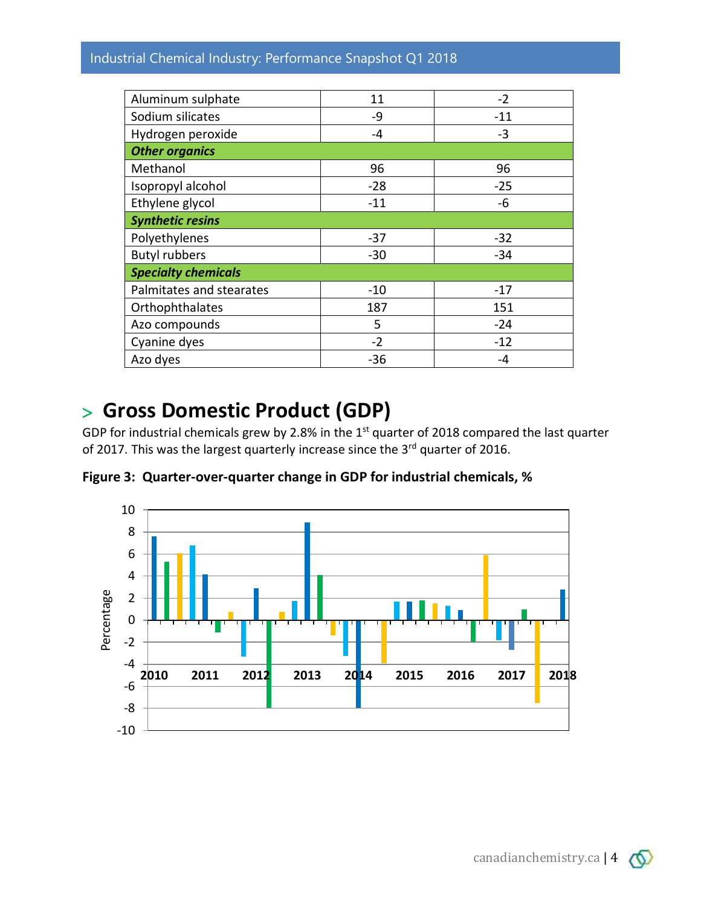| | | |
|---|---|---|
| Aluminum sulphate | 11 | -2 |
| Sodium silicates | -9 | -11 |
| Hydrogen peroxide | -4 | -3 |
| ***Other organics*** | | |
| Methanol | 96 | 96 |
| Isopropyl alcohol | -28 | -25 |
| Ethylene glycol | -11 | -6 |
| ***Synthetic resins*** | | |
| Polyethylenes | -37 | -32 |
| Butyl rubbers | -30 | -34 |
| ***Specialty chemicals*** | | |
| Palmitates and stearates | -10 | -17 |
| Orthophthalates | 187 | 151 |
| Azo compounds | 5 | -24 |
| Cyanine dyes | -2 | -12 |
| Azo dyes | -36 | -4 |

## > Gross Domestic Product (GDP)

GDP for industrial chemicals grew by 2.8% in the 1st quarter of 2018 compared the last quarter of 2017. This was the largest quarterly increase since the 3rd quarter of 2016.

**Figure 3: Quarter-over-quarter change in GDP for industrial chemicals, %**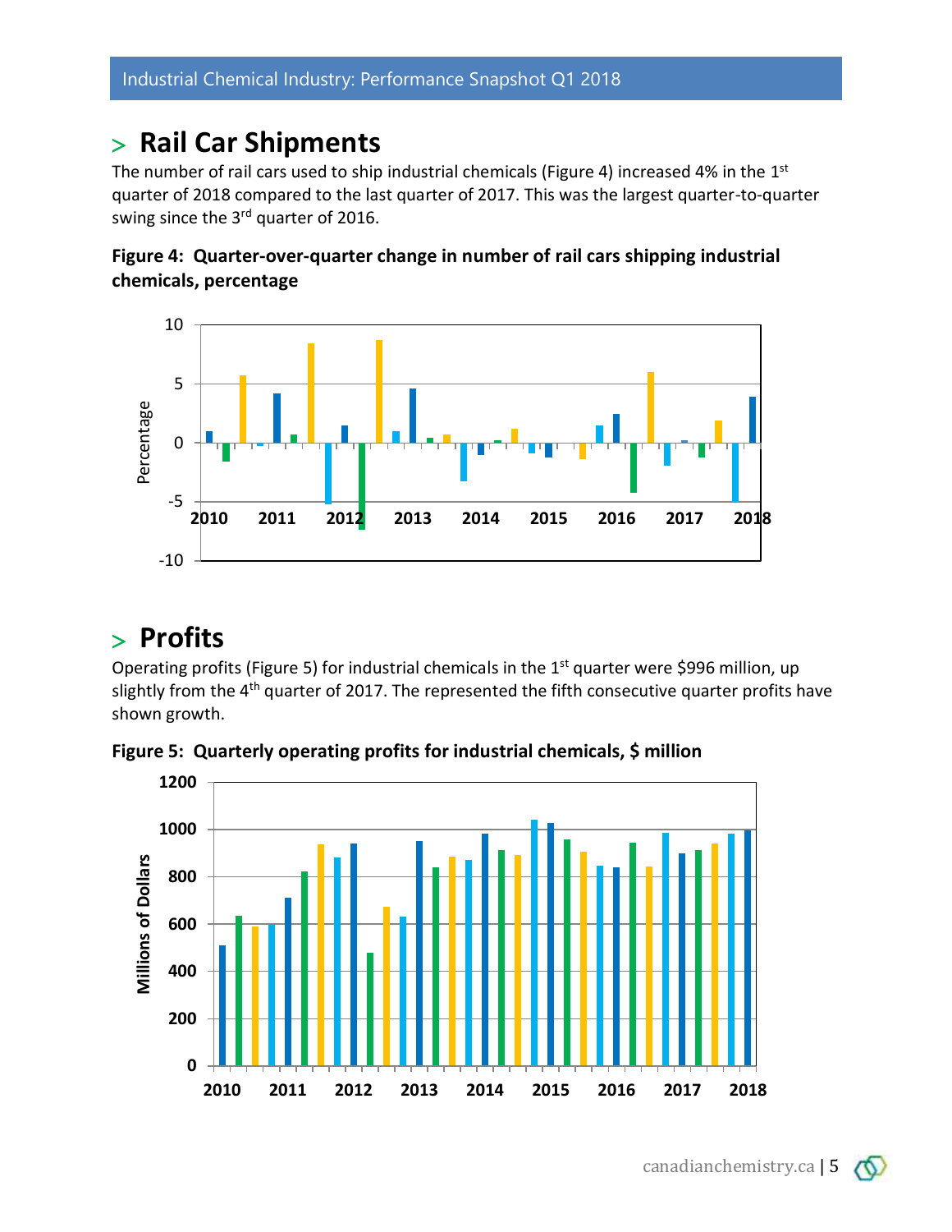## > Rail Car Shipments

The number of rail cars used to ship industrial chemicals (Figure 4) increased 4% in the 1st quarter of 2018 compared to the last quarter of 2017. This was the largest quarter-to-quarter swing since the 3rd quarter of 2016.

**Figure 4: Quarter-over-quarter change in number of rail cars shipping industrial chemicals, percentage**

## > Profits

Operating profits (Figure 5) for industrial chemicals in the 1st quarter were $996 million, up slightly from the 4th quarter of 2017. The represented the fifth consecutive quarter profits have shown growth.

**Figure 5: Quarterly operating profits for industrial chemicals, $ million**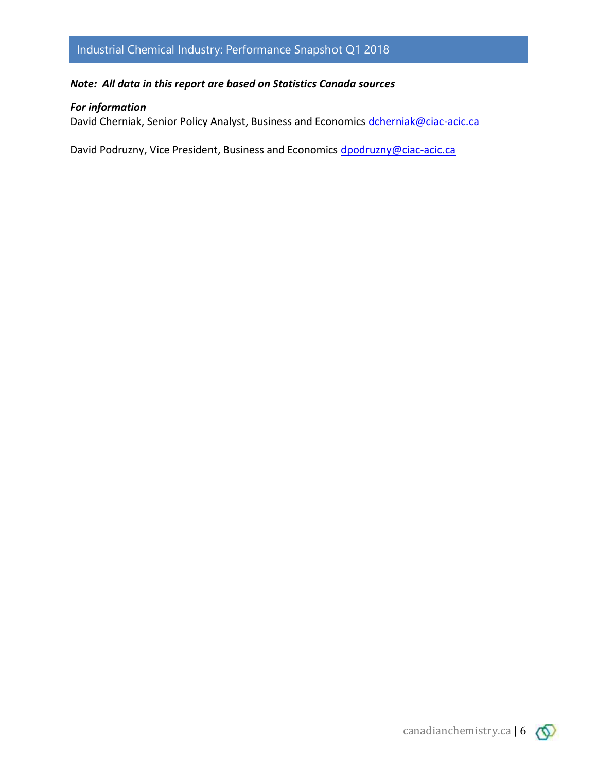***Note: All data in this report are based on Statistics Canada sources***

***For information***

David Cherniak, Senior Policy Analyst, Business and Economics dcherniak@ciac-acic.ca

David Podruzny, Vice President, Business and Economics dpodruzny@ciac-acic.ca